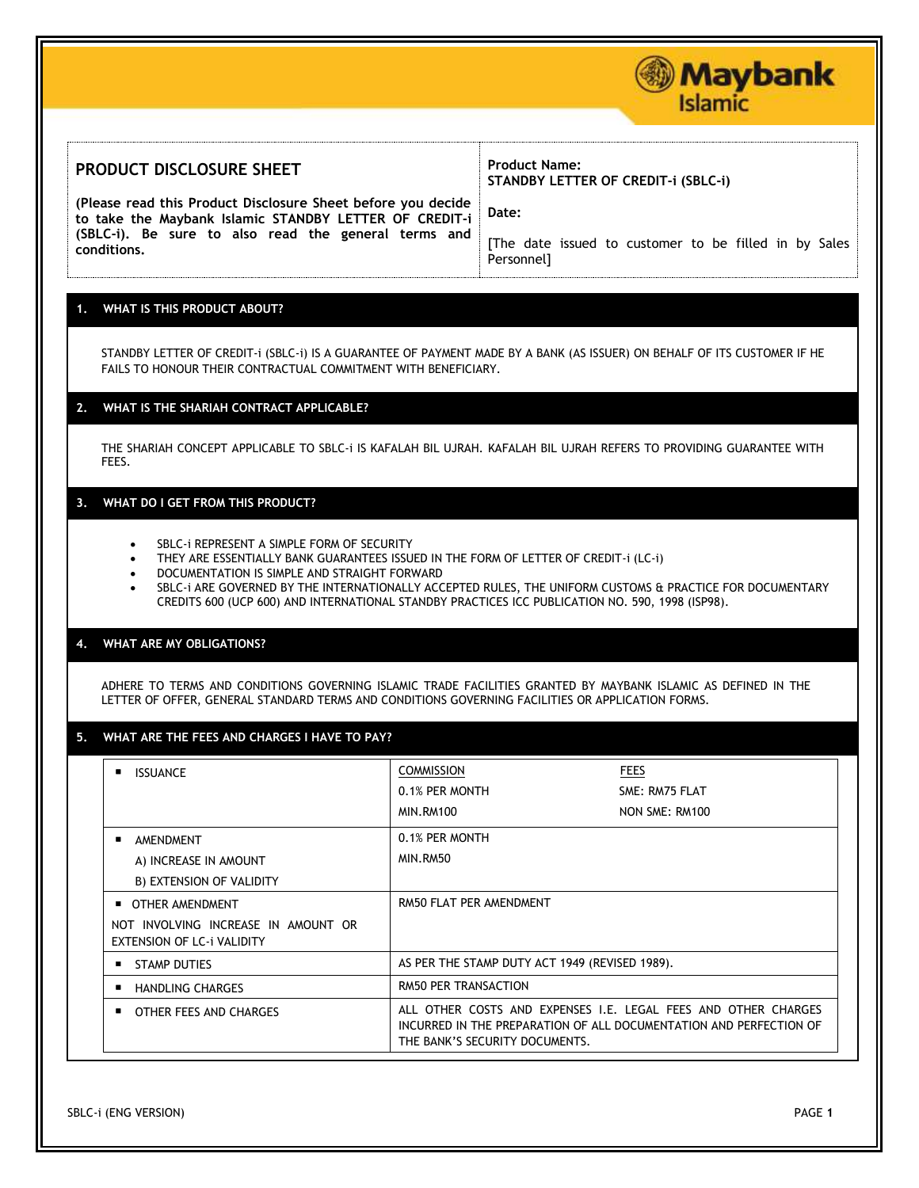| PRODUCT DISCLOSURE SHEET | Product Name: |
| --- | --- |
| (Please read this Product Disclosure Sheet before you decide to take the Maybank Islamic STANDBY LETTER OF CREDIT-i (SBLC-i). Be sure to also read the general terms and conditions. | **STANDBY LETTER OF CREDIT-i (SBLC-i)**<br><br>**Date:**<br><br>[The date issued to customer to be filled in by Sales Personnel] |

## 1. WHAT IS THIS PRODUCT ABOUT?

STANDBY LETTER OF CREDIT-i (SBLC-i) IS A GUARANTEE OF PAYMENT MADE BY A BANK (AS ISSUER) ON BEHALF OF ITS CUSTOMER IF HE FAILS TO HONOUR THEIR CONTRACTUAL COMMITMENT WITH BENEFICIARY.

## 2. WHAT IS THE SHARIAH CONTRACT APPLICABLE?

THE SHARIAH CONCEPT APPLICABLE TO SBLC-i IS KAFALAH BIL UJRAH. KAFALAH BIL UJRAH REFERS TO PROVIDING GUARANTEE WITH FEES.

## 3. WHAT DO I GET FROM THIS PRODUCT?

- SBLC-i REPRESENT A SIMPLE FORM OF SECURITY
- THEY ARE ESSENTIALLY BANK GUARANTEES ISSUED IN THE FORM OF LETTER OF CREDIT-i (LC-i)
- DOCUMENTATION IS SIMPLE AND STRAIGHT FORWARD
- SBLC-i ARE GOVERNED BY THE INTERNATIONALLY ACCEPTED RULES, THE UNIFORM CUSTOMS & PRACTICE FOR DOCUMENTARY CREDITS 600 (UCP 600) AND INTERNATIONAL STANDBY PRACTICES ICC PUBLICATION NO. 590, 1998 (ISP98).

## 4. WHAT ARE MY OBLIGATIONS?

ADHERE TO TERMS AND CONDITIONS GOVERNING ISLAMIC TRADE FACILITIES GRANTED BY MAYBANK ISLAMIC AS DEFINED IN THE LETTER OF OFFER, GENERAL STANDARD TERMS AND CONDITIONS GOVERNING FACILITIES OR APPLICATION FORMS.

## 5. WHAT ARE THE FEES AND CHARGES I HAVE TO PAY?

| | COMMISSION | FEES |
| --- | --- | --- |
| ISSUANCE | 0.1% PER MONTH<br>MIN.RM100 | SME: RM75 FLAT<br>NON SME: RM100 |
| AMENDMENT<br>A) INCREASE IN AMOUNT<br>B) EXTENSION OF VALIDITY | 0.1% PER MONTH<br>MIN.RM50 | |
| OTHER AMENDMENT<br>NOT INVOLVING INCREASE IN AMOUNT OR EXTENSION OF LC-i VALIDITY | RM50 FLAT PER AMENDMENT | |
| STAMP DUTIES | AS PER THE STAMP DUTY ACT 1949 (REVISED 1989). | |
| HANDLING CHARGES | RM50 PER TRANSACTION | |
| OTHER FEES AND CHARGES | ALL OTHER COSTS AND EXPENSES I.E. LEGAL FEES AND OTHER CHARGES INCURRED IN THE PREPARATION OF ALL DOCUMENTATION AND PERFECTION OF THE BANK'S SECURITY DOCUMENTS. | |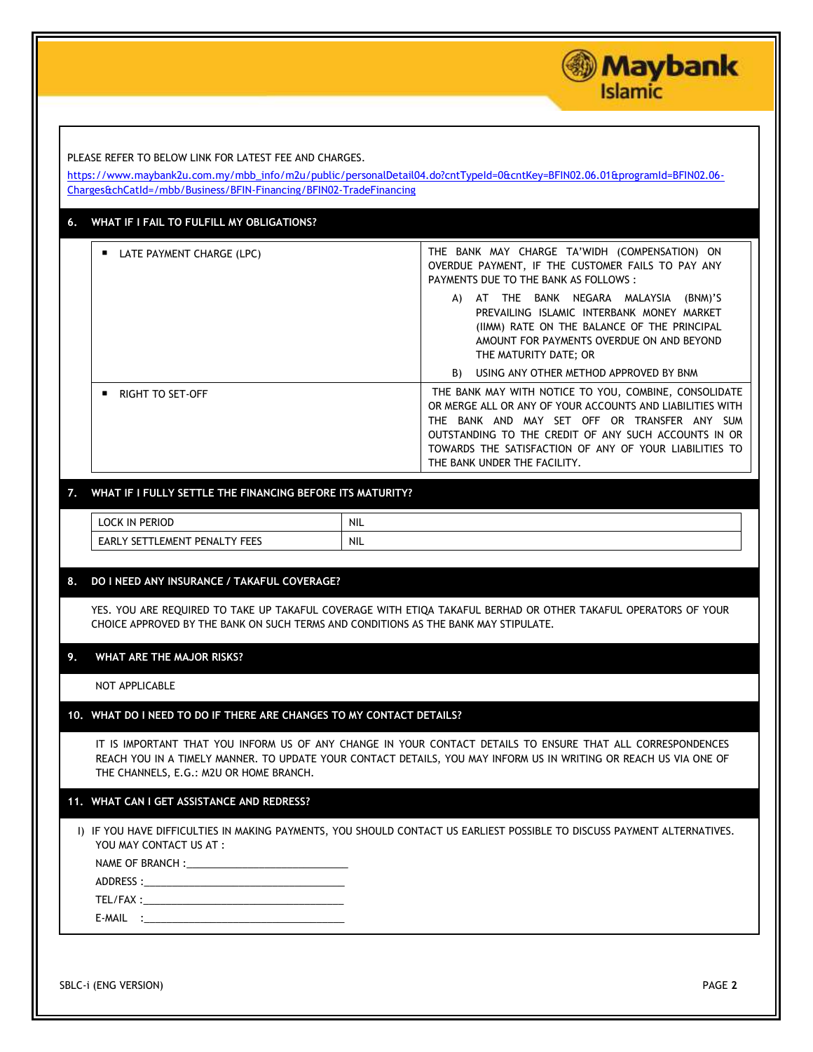PLEASE REFER TO BELOW LINK FOR LATEST FEE AND CHARGES.

https://www.maybank2u.com.my/mbb_info/m2u/public/personalDetail04.do?cntTypeId=0&cntKey=BFIN02.06.01&programId=BFIN02.06-Charges&chCatId=/mbb/Business/BFIN-Financing/BFIN02-TradeFinancing

## 6. WHAT IF I FAIL TO FULFILL MY OBLIGATIONS?

| | |
|---|---|
| ▪ LATE PAYMENT CHARGE (LPC) | THE BANK MAY CHARGE TA'WIDH (COMPENSATION) ON OVERDUE PAYMENT, IF THE CUSTOMER FAILS TO PAY ANY PAYMENTS DUE TO THE BANK AS FOLLOWS :<br>A) AT THE BANK NEGARA MALAYSIA (BNM)'S PREVAILING ISLAMIC INTERBANK MONEY MARKET (IIMM) RATE ON THE BALANCE OF THE PRINCIPAL AMOUNT FOR PAYMENTS OVERDUE ON AND BEYOND THE MATURITY DATE; OR<br>B) USING ANY OTHER METHOD APPROVED BY BNM |
| ▪ RIGHT TO SET-OFF | THE BANK MAY WITH NOTICE TO YOU, COMBINE, CONSOLIDATE OR MERGE ALL OR ANY OF YOUR ACCOUNTS AND LIABILITIES WITH THE BANK AND MAY SET OFF OR TRANSFER ANY SUM OUTSTANDING TO THE CREDIT OF ANY SUCH ACCOUNTS IN OR TOWARDS THE SATISFACTION OF ANY OF YOUR LIABILITIES TO THE BANK UNDER THE FACILITY. |

## 7. WHAT IF I FULLY SETTLE THE FINANCING BEFORE ITS MATURITY?

| | |
|---|---|
| LOCK IN PERIOD | NIL |
| EARLY SETTLEMENT PENALTY FEES | NIL |

## 8. DO I NEED ANY INSURANCE / TAKAFUL COVERAGE?

YES. YOU ARE REQUIRED TO TAKE UP TAKAFUL COVERAGE WITH ETIQA TAKAFUL BERHAD OR OTHER TAKAFUL OPERATORS OF YOUR CHOICE APPROVED BY THE BANK ON SUCH TERMS AND CONDITIONS AS THE BANK MAY STIPULATE.

## 9. WHAT ARE THE MAJOR RISKS?

NOT APPLICABLE

## 10. WHAT DO I NEED TO DO IF THERE ARE CHANGES TO MY CONTACT DETAILS?

IT IS IMPORTANT THAT YOU INFORM US OF ANY CHANGE IN YOUR CONTACT DETAILS TO ENSURE THAT ALL CORRESPONDENCES REACH YOU IN A TIMELY MANNER. TO UPDATE YOUR CONTACT DETAILS, YOU MAY INFORM US IN WRITING OR REACH US VIA ONE OF THE CHANNELS, E.G.: M2U OR HOME BRANCH.

## 11. WHAT CAN I GET ASSISTANCE AND REDRESS?

I) IF YOU HAVE DIFFICULTIES IN MAKING PAYMENTS, YOU SHOULD CONTACT US EARLIEST POSSIBLE TO DISCUSS PAYMENT ALTERNATIVES. YOU MAY CONTACT US AT :

NAME OF BRANCH :____________________________

ADDRESS :____________________________________

TEL/FAX :____________________________________

E-MAIL :____________________________________

SBLC-i (ENG VERSION)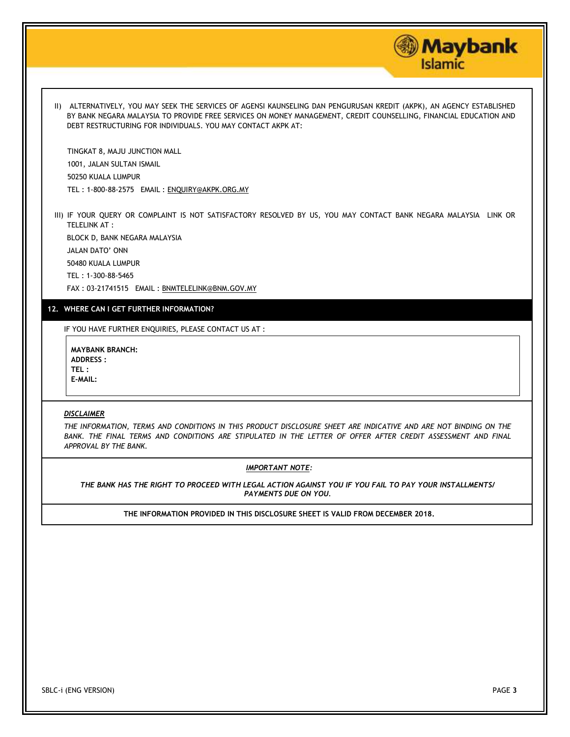II) ALTERNATIVELY, YOU MAY SEEK THE SERVICES OF AGENSI KAUNSELING DAN PENGURUSAN KREDIT (AKPK), AN AGENCY ESTABLISHED BY BANK NEGARA MALAYSIA TO PROVIDE FREE SERVICES ON MONEY MANAGEMENT, CREDIT COUNSELLING, FINANCIAL EDUCATION AND DEBT RESTRUCTURING FOR INDIVIDUALS. YOU MAY CONTACT AKPK AT:

TINGKAT 8, MAJU JUNCTION MALL
1001, JALAN SULTAN ISMAIL
50250 KUALA LUMPUR
TEL : 1-800-88-2575 EMAIL : ENQUIRY@AKPK.ORG.MY

III) IF YOUR QUERY OR COMPLAINT IS NOT SATISFACTORY RESOLVED BY US, YOU MAY CONTACT BANK NEGARA MALAYSIA LINK OR TELELINK AT :

BLOCK D, BANK NEGARA MALAYSIA
JALAN DATO' ONN
50480 KUALA LUMPUR
TEL : 1-300-88-5465
FAX : 03-21741515 EMAIL : BNMTELELINK@BNM.GOV.MY

## 12. WHERE CAN I GET FURTHER INFORMATION?

IF YOU HAVE FURTHER ENQUIRIES, PLEASE CONTACT US AT :

**MAYBANK BRANCH:**
**ADDRESS :**
**TEL :**
**E-MAIL:**

***DISCLAIMER***

*THE INFORMATION, TERMS AND CONDITIONS IN THIS PRODUCT DISCLOSURE SHEET ARE INDICATIVE AND ARE NOT BINDING ON THE BANK. THE FINAL TERMS AND CONDITIONS ARE STIPULATED IN THE LETTER OF OFFER AFTER CREDIT ASSESSMENT AND FINAL APPROVAL BY THE BANK.*

***IMPORTANT NOTE:***

***THE BANK HAS THE RIGHT TO PROCEED WITH LEGAL ACTION AGAINST YOU IF YOU FAIL TO PAY YOUR INSTALLMENTS/ PAYMENTS DUE ON YOU.***

**THE INFORMATION PROVIDED IN THIS DISCLOSURE SHEET IS VALID FROM DECEMBER 2018.**